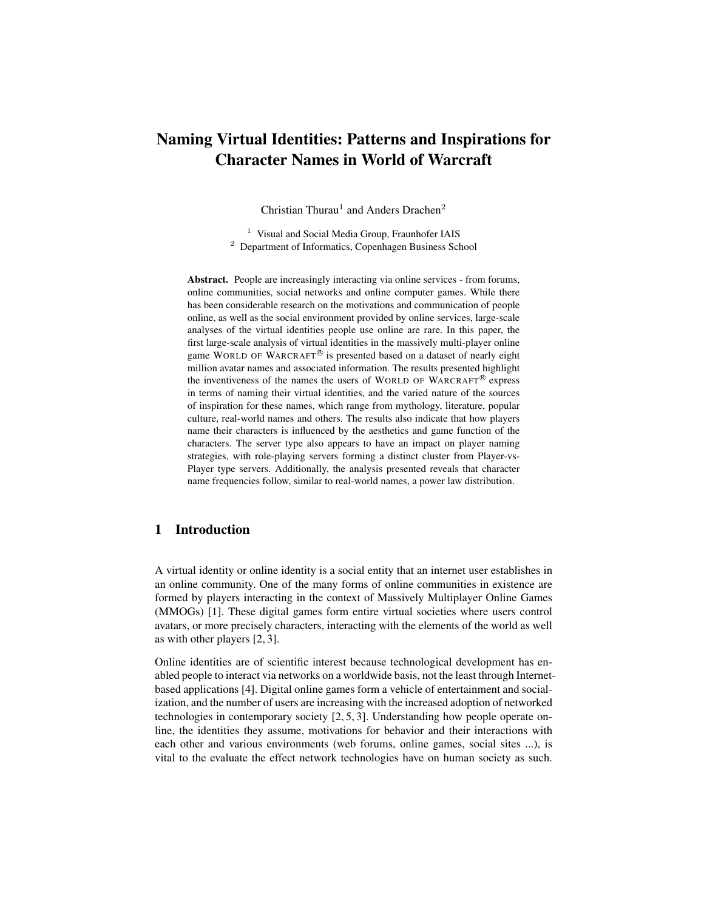# Naming Virtual Identities: Patterns and Inspirations for Character Names in World of Warcraft

Christian Thurau[1] and Anders Drachen[2]

[1] Visual and Social Media Group, Fraunhofer IAIS
[2] Department of Informatics, Copenhagen Business School

**Abstract.** People are increasingly interacting via online services - from forums, online communities, social networks and online computer games. While there has been considerable research on the motivations and communication of people online, as well as the social environment provided by online services, large-scale analyses of the virtual identities people use online are rare. In this paper, the first large-scale analysis of virtual identities in the massively multi-player online game WORLD OF WARCRAFT® is presented based on a dataset of nearly eight million avatar names and associated information. The results presented highlight the inventiveness of the names the users of WORLD OF WARCRAFT® express in terms of naming their virtual identities, and the varied nature of the sources of inspiration for these names, which range from mythology, literature, popular culture, real-world names and others. The results also indicate that how players name their characters is influenced by the aesthetics and game function of the characters. The server type also appears to have an impact on player naming strategies, with role-playing servers forming a distinct cluster from Player-vs-Player type servers. Additionally, the analysis presented reveals that character name frequencies follow, similar to real-world names, a power law distribution.

## 1 Introduction

A virtual identity or online identity is a social entity that an internet user establishes in an online community. One of the many forms of online communities in existence are formed by players interacting in the context of Massively Multiplayer Online Games (MMOGs) [1]. These digital games form entire virtual societies where users control avatars, or more precisely characters, interacting with the elements of the world as well as with other players [2, 3].

Online identities are of scientific interest because technological development has enabled people to interact via networks on a worldwide basis, not the least through Internet-based applications [4]. Digital online games form a vehicle of entertainment and socialization, and the number of users are increasing with the increased adoption of networked technologies in contemporary society [2, 5, 3]. Understanding how people operate online, the identities they assume, motivations for behavior and their interactions with each other and various environments (web forums, online games, social sites ...), is vital to the evaluate the effect network technologies have on human society as such.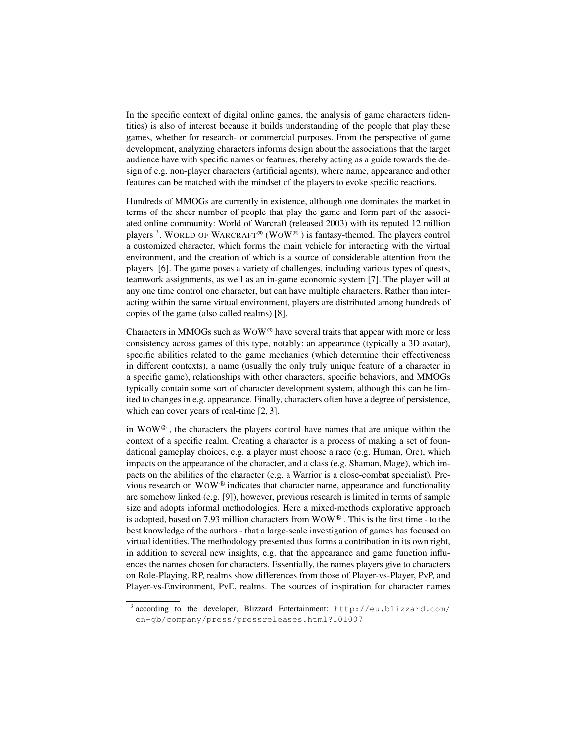In the specific context of digital online games, the analysis of game characters (identities) is also of interest because it builds understanding of the people that play these games, whether for research- or commercial purposes. From the perspective of game development, analyzing characters informs design about the associations that the target audience have with specific names or features, thereby acting as a guide towards the design of e.g. non-player characters (artificial agents), where name, appearance and other features can be matched with the mindset of the players to evoke specific reactions.

Hundreds of MMOGs are currently in existence, although one dominates the market in terms of the sheer number of people that play the game and form part of the associated online community: World of Warcraft (released 2003) with its reputed 12 million players [3]. WORLD OF WARCRAFT® (WOW®) is fantasy-themed. The players control a customized character, which forms the main vehicle for interacting with the virtual environment, and the creation of which is a source of considerable attention from the players [6]. The game poses a variety of challenges, including various types of quests, teamwork assignments, as well as an in-game economic system [7]. The player will at any one time control one character, but can have multiple characters. Rather than interacting within the same virtual environment, players are distributed among hundreds of copies of the game (also called realms) [8].

Characters in MMOGs such as WOW® have several traits that appear with more or less consistency across games of this type, notably: an appearance (typically a 3D avatar), specific abilities related to the game mechanics (which determine their effectiveness in different contexts), a name (usually the only truly unique feature of a character in a specific game), relationships with other characters, specific behaviors, and MMOGs typically contain some sort of character development system, although this can be limited to changes in e.g. appearance. Finally, characters often have a degree of persistence, which can cover years of real-time [2, 3].

in WOW®, the characters the players control have names that are unique within the context of a specific realm. Creating a character is a process of making a set of foundational gameplay choices, e.g. a player must choose a race (e.g. Human, Orc), which impacts on the appearance of the character, and a class (e.g. Shaman, Mage), which impacts on the abilities of the character (e.g. a Warrior is a close-combat specialist). Previous research on WOW® indicates that character name, appearance and functionality are somehow linked (e.g. [9]), however, previous research is limited in terms of sample size and adopts informal methodologies. Here a mixed-methods explorative approach is adopted, based on 7.93 million characters from WOW®. This is the first time - to the best knowledge of the authors - that a large-scale investigation of games has focused on virtual identities. The methodology presented thus forms a contribution in its own right, in addition to several new insights, e.g. that the appearance and game function influences the names chosen for characters. Essentially, the names players give to characters on Role-Playing, RP, realms show differences from those of Player-vs-Player, PvP, and Player-vs-Environment, PvE, realms. The sources of inspiration for character names

[3] according to the developer, Blizzard Entertainment: http://eu.blizzard.com/en-gb/company/press/pressreleases.html?101007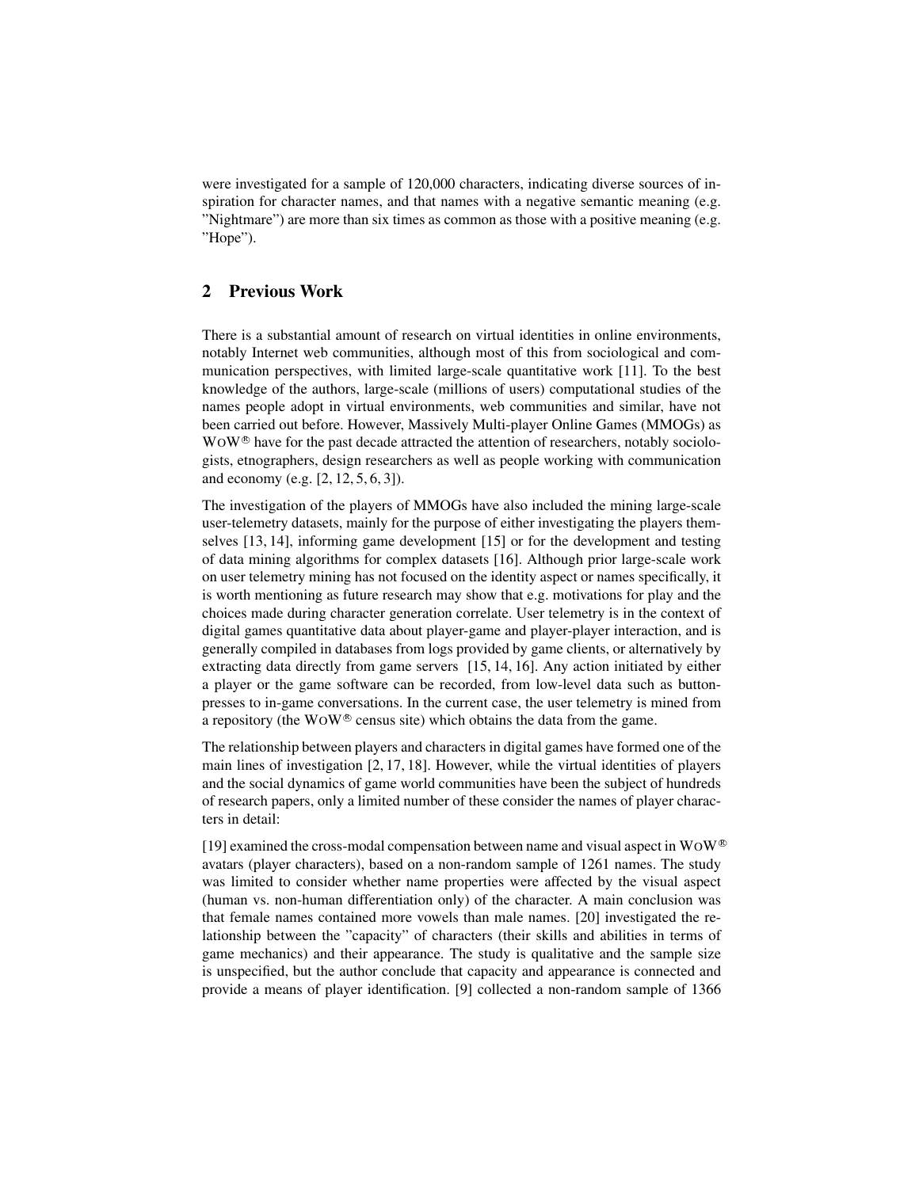were investigated for a sample of 120,000 characters, indicating diverse sources of inspiration for character names, and that names with a negative semantic meaning (e.g. "Nightmare") are more than six times as common as those with a positive meaning (e.g. "Hope").

## 2 Previous Work

There is a substantial amount of research on virtual identities in online environments, notably Internet web communities, although most of this from sociological and communication perspectives, with limited large-scale quantitative work [11]. To the best knowledge of the authors, large-scale (millions of users) computational studies of the names people adopt in virtual environments, web communities and similar, have not been carried out before. However, Massively Multi-player Online Games (MMOGs) as WoW® have for the past decade attracted the attention of researchers, notably sociologists, etnographers, design researchers as well as people working with communication and economy (e.g. [2, 12, 5, 6, 3]).

The investigation of the players of MMOGs have also included the mining large-scale user-telemetry datasets, mainly for the purpose of either investigating the players themselves [13, 14], informing game development [15] or for the development and testing of data mining algorithms for complex datasets [16]. Although prior large-scale work on user telemetry mining has not focused on the identity aspect or names specifically, it is worth mentioning as future research may show that e.g. motivations for play and the choices made during character generation correlate. User telemetry is in the context of digital games quantitative data about player-game and player-player interaction, and is generally compiled in databases from logs provided by game clients, or alternatively by extracting data directly from game servers [15, 14, 16]. Any action initiated by either a player or the game software can be recorded, from low-level data such as button-presses to in-game conversations. In the current case, the user telemetry is mined from a repository (the WoW® census site) which obtains the data from the game.

The relationship between players and characters in digital games have formed one of the main lines of investigation [2, 17, 18]. However, while the virtual identities of players and the social dynamics of game world communities have been the subject of hundreds of research papers, only a limited number of these consider the names of player characters in detail:

[19] examined the cross-modal compensation between name and visual aspect in WoW® avatars (player characters), based on a non-random sample of 1261 names. The study was limited to consider whether name properties were affected by the visual aspect (human vs. non-human differentiation only) of the character. A main conclusion was that female names contained more vowels than male names. [20] investigated the relationship between the "capacity" of characters (their skills and abilities in terms of game mechanics) and their appearance. The study is qualitative and the sample size is unspecified, but the author conclude that capacity and appearance is connected and provide a means of player identification. [9] collected a non-random sample of 1366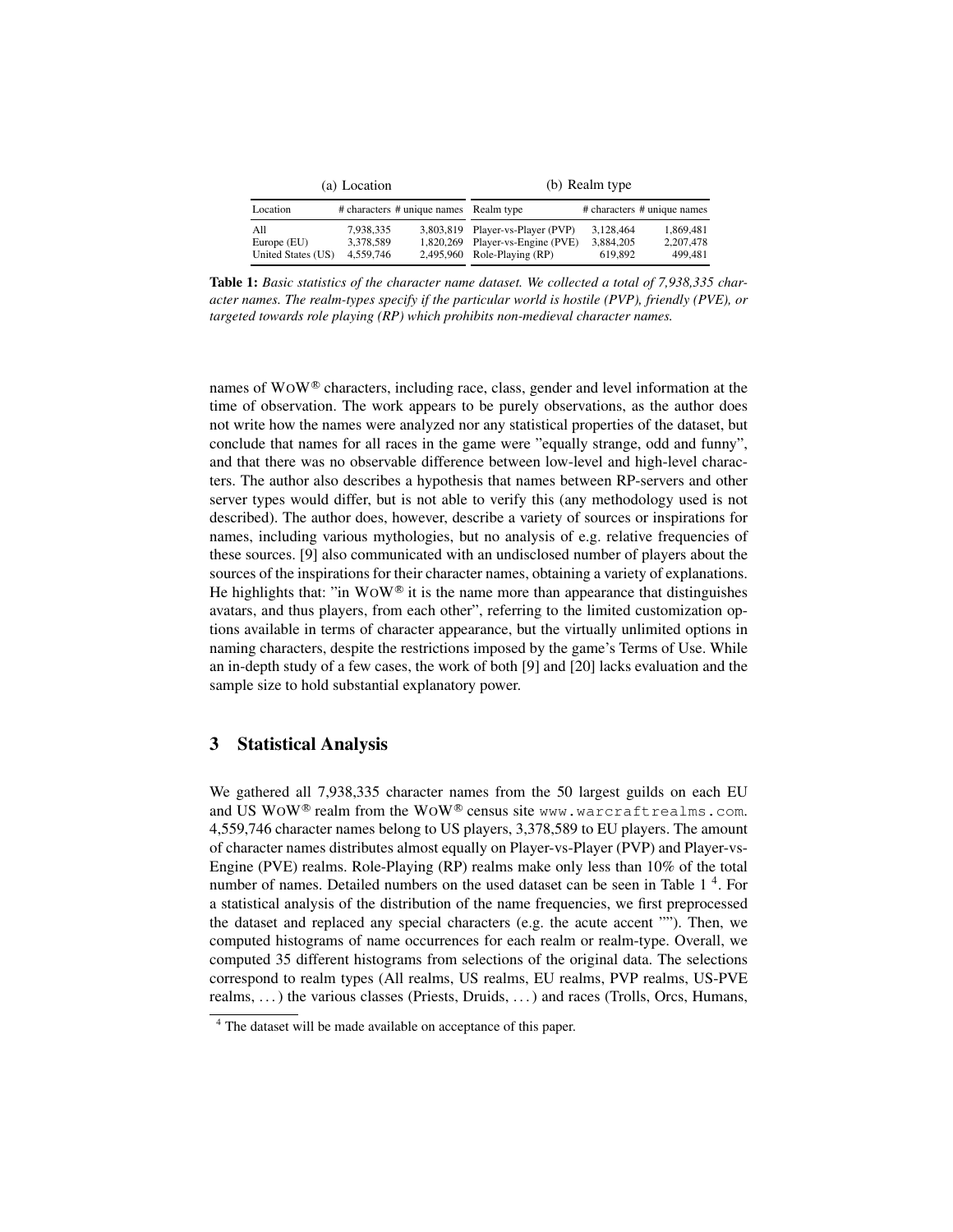(a) Location

| Location | # characters | # unique names |
| --- | --- | --- |
| All | 7,938,335 | 3,803,819 |
| Europe (EU) | 3,378,589 | 1,820,269 |
| United States (US) | 4,559,746 | 2,495,960 |

(b) Realm type

| Realm type | # characters | # unique names |
| --- | --- | --- |
| Player-vs-Player (PVP) | 3,128,464 | 1,869,481 |
| Player-vs-Engine (PVE) | 3,884,205 | 2,207,478 |
| Role-Playing (RP) | 619,892 | 499,481 |

**Table 1:** *Basic statistics of the character name dataset. We collected a total of 7,938,335 character names. The realm-types specify if the particular world is hostile (PVP), friendly (PVE), or targeted towards role playing (RP) which prohibits non-medieval character names.*

names of WoW® characters, including race, class, gender and level information at the time of observation. The work appears to be purely observations, as the author does not write how the names were analyzed nor any statistical properties of the dataset, but conclude that names for all races in the game were "equally strange, odd and funny", and that there was no observable difference between low-level and high-level characters. The author also describes a hypothesis that names between RP-servers and other server types would differ, but is not able to verify this (any methodology used is not described). The author does, however, describe a variety of sources or inspirations for names, including various mythologies, but no analysis of e.g. relative frequencies of these sources. [9] also communicated with an undisclosed number of players about the sources of the inspirations for their character names, obtaining a variety of explanations. He highlights that: "in WoW® it is the name more than appearance that distinguishes avatars, and thus players, from each other", referring to the limited customization options available in terms of character appearance, but the virtually unlimited options in naming characters, despite the restrictions imposed by the game's Terms of Use. While an in-depth study of a few cases, the work of both [9] and [20] lacks evaluation and the sample size to hold substantial explanatory power.

## 3 Statistical Analysis

We gathered all 7,938,335 character names from the 50 largest guilds on each EU and US WoW® realm from the WoW® census site `www.warcraftrealms.com`. 4,559,746 character names belong to US players, 3,378,589 to EU players. The amount of character names distributes almost equally on Player-vs-Player (PVP) and Player-vs-Engine (PVE) realms. Role-Playing (RP) realms make only less than 10% of the total number of names. Detailed numbers on the used dataset can be seen in Table 1 [4]. For a statistical analysis of the distribution of the name frequencies, we first preprocessed the dataset and replaced any special characters (e.g. the acute accent ""). Then, we computed histograms of name occurrences for each realm or realm-type. Overall, we computed 35 different histograms from selections of the original data. The selections correspond to realm types (All realms, US realms, EU realms, PVP realms, US-PVE realms, ...) the various classes (Priests, Druids, ...) and races (Trolls, Orcs, Humans,

[4] The dataset will be made available on acceptance of this paper.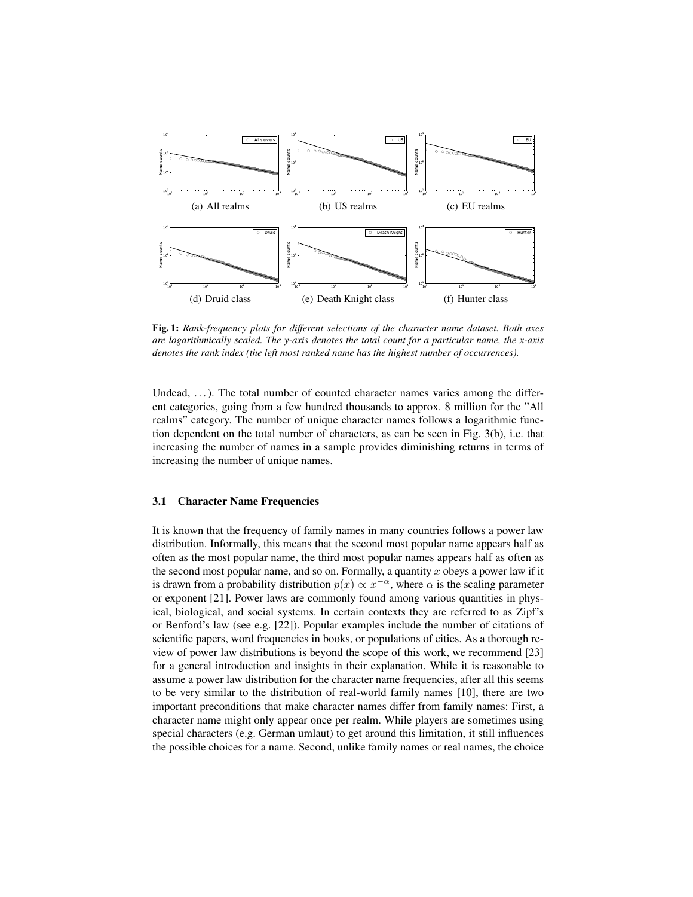(a) All realms (b) US realms (c) EU realms

(d) Druid class (e) Death Knight class (f) Hunter class

**Fig. 1:** *Rank-frequency plots for different selections of the character name dataset. Both axes are logarithmically scaled. The y-axis denotes the total count for a particular name, the x-axis denotes the rank index (the left most ranked name has the highest number of occurrences).*

Undead, ...). The total number of counted character names varies among the different categories, going from a few hundred thousands to approx. 8 million for the "All realms" category. The number of unique character names follows a logarithmic function dependent on the total number of characters, as can be seen in Fig. 3(b), i.e. that increasing the number of names in a sample provides diminishing returns in terms of increasing the number of unique names.

### 3.1 Character Name Frequencies

It is known that the frequency of family names in many countries follows a power law distribution. Informally, this means that the second most popular name appears half as often as the most popular name, the third most popular names appears half as often as the second most popular name, and so on. Formally, a quantity $x$ obeys a power law if it is drawn from a probability distribution $p(x) \propto x^{-\alpha}$, where $\alpha$ is the scaling parameter or exponent [21]. Power laws are commonly found among various quantities in physical, biological, and social systems. In certain contexts they are referred to as Zipf's or Benford's law (see e.g. [22]). Popular examples include the number of citations of scientific papers, word frequencies in books, or populations of cities. As a thorough review of power law distributions is beyond the scope of this work, we recommend [23] for a general introduction and insights in their explanation. While it is reasonable to assume a power law distribution for the character name frequencies, after all this seems to be very similar to the distribution of real-world family names [10], there are two important preconditions that make character names differ from family names: First, a character name might only appear once per realm. While players are sometimes using special characters (e.g. German umlaut) to get around this limitation, it still influences the possible choices for a name. Second, unlike family names or real names, the choice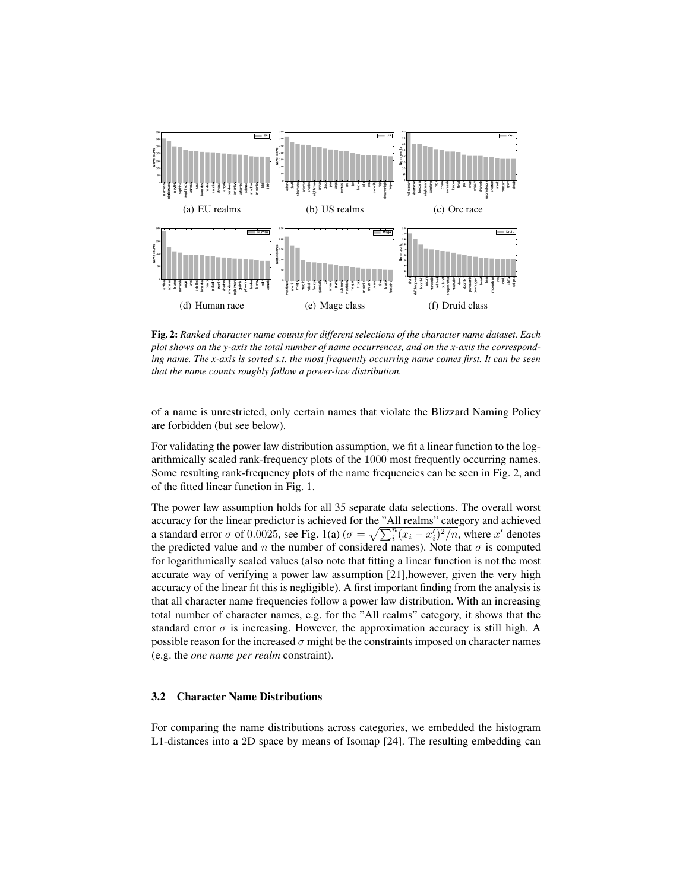(a) EU realms (b) US realms (c) Orc race

(d) Human race (e) Mage class (f) Druid class

**Fig. 2:** *Ranked character name counts for different selections of the character name dataset. Each plot shows on the y-axis the total number of name occurrences, and on the x-axis the corresponding name. The x-axis is sorted s.t. the most frequently occurring name comes first. It can be seen that the name counts roughly follow a power-law distribution.*

of a name is unrestricted, only certain names that violate the Blizzard Naming Policy are forbidden (but see below).

For validating the power law distribution assumption, we fit a linear function to the logarithmically scaled rank-frequency plots of the 1000 most frequently occurring names. Some resulting rank-frequency plots of the name frequencies can be seen in Fig. 2, and of the fitted linear function in Fig. 1.

The power law assumption holds for all 35 separate data selections. The overall worst accuracy for the linear predictor is achieved for the "All realms" category and achieved a standard error $\sigma$ of 0.0025, see Fig. 1(a) ($\sigma = \sqrt{\sum_i^n (x_i - x_i')^2 / n}$, where $x'$ denotes the predicted value and $n$ the number of considered names). Note that $\sigma$ is computed for logarithmically scaled values (also note that fitting a linear function is not the most accurate way of verifying a power law assumption [21],however, given the very high accuracy of the linear fit this is negligible). A first important finding from the analysis is that all character name frequencies follow a power law distribution. With an increasing total number of character names, e.g. for the "All realms" category, it shows that the standard error $\sigma$ is increasing. However, the approximation accuracy is still high. A possible reason for the increased $\sigma$ might be the constraints imposed on character names (e.g. the *one name per realm* constraint).

### 3.2 Character Name Distributions

For comparing the name distributions across categories, we embedded the histogram L1-distances into a 2D space by means of Isomap [24]. The resulting embedding can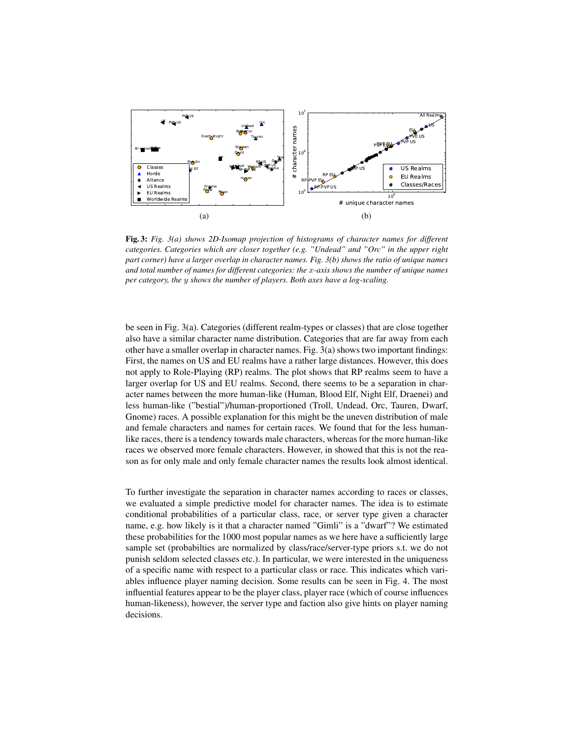(a) (b)

**Fig. 3:** *Fig. 3(a) shows 2D-Isomap projection of histograms of character names for different categories. Categories which are closer together (e.g. "Undead" and "Orc" in the upper right part corner) have a larger overlap in character names. Fig. 3(b) shows the ratio of unique names and total number of names for different categories: the $x$-axis shows the number of unique names per category, the $y$ shows the number of players. Both axes have a log-scaling.*

be seen in Fig. 3(a). Categories (different realm-types or classes) that are close together also have a similar character name distribution. Categories that are far away from each other have a smaller overlap in character names. Fig. 3(a) shows two important findings: First, the names on US and EU realms have a rather large distances. However, this does not apply to Role-Playing (RP) realms. The plot shows that RP realms seem to have a larger overlap for US and EU realms. Second, there seems to be a separation in character names between the more human-like (Human, Blood Elf, Night Elf, Draenei) and less human-like ("bestial")/human-proportioned (Troll, Undead, Orc, Tauren, Dwarf, Gnome) races. A possible explanation for this might be the uneven distribution of male and female characters and names for certain races. We found that for the less human-like races, there is a tendency towards male characters, whereas for the more human-like races we observed more female characters. However, in showed that this is not the reason as for only male and only female character names the results look almost identical.

To further investigate the separation in character names according to races or classes, we evaluated a simple predictive model for character names. The idea is to estimate conditional probabilities of a particular class, race, or server type given a character name, e.g. how likely is it that a character named "Gimli" is a "dwarf"? We estimated these probabilities for the 1000 most popular names as we here have a sufficiently large sample set (probabilties are normalized by class/race/server-type priors s.t. we do not punish seldom selected classes etc.). In particular, we were interested in the uniqueness of a specific name with respect to a particular class or race. This indicates which variables influence player naming decision. Some results can be seen in Fig. 4. The most influential features appear to be the player class, player race (which of course influences human-likeness), however, the server type and faction also give hints on player naming decisions.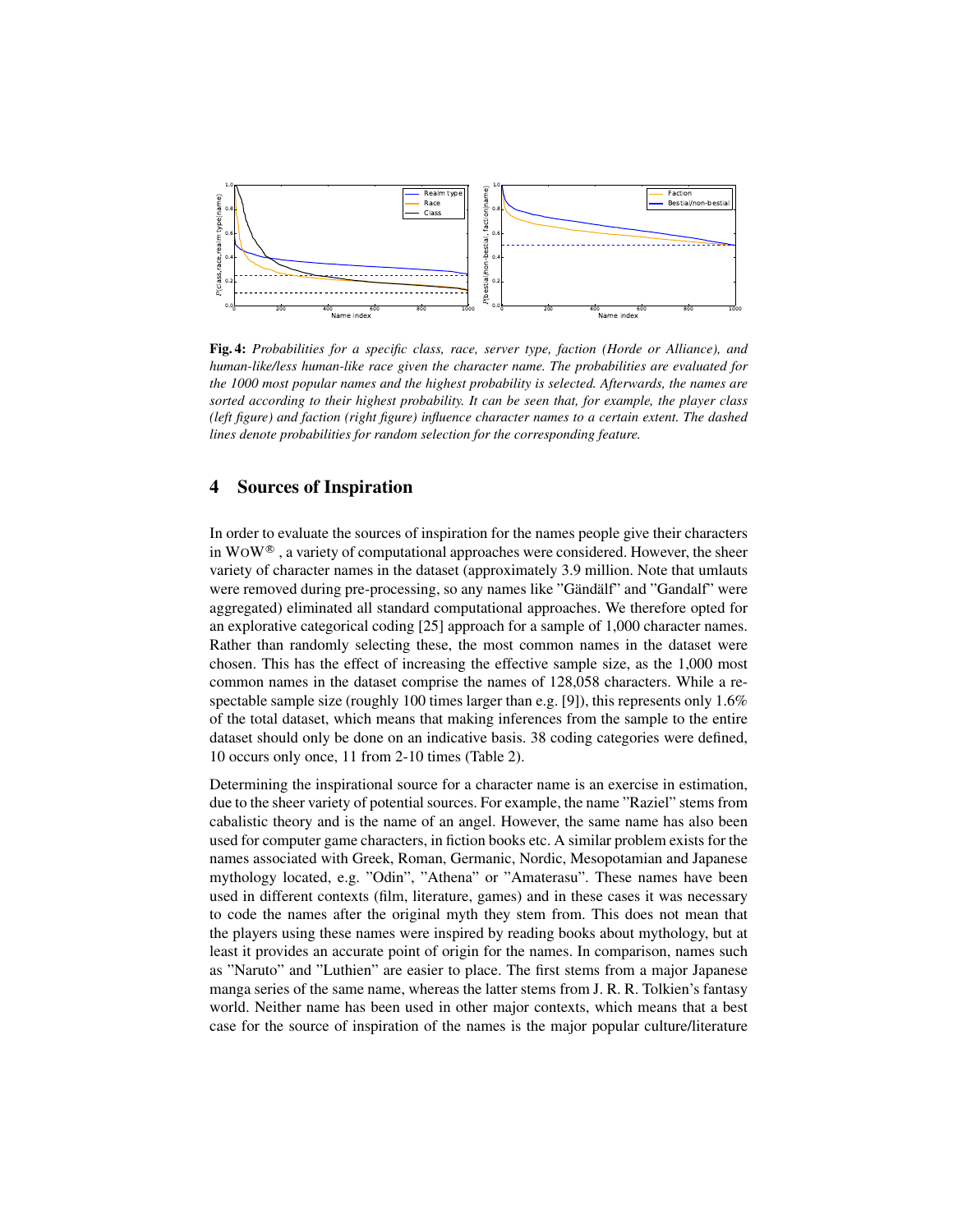**Fig. 4:** *Probabilities for a specific class, race, server type, faction (Horde or Alliance), and human-like/less human-like race given the character name. The probabilities are evaluated for the 1000 most popular names and the highest probability is selected. Afterwards, the names are sorted according to their highest probability. It can be seen that, for example, the player class (left figure) and faction (right figure) influence character names to a certain extent. The dashed lines denote probabilities for random selection for the corresponding feature.*

## 4 Sources of Inspiration

In order to evaluate the sources of inspiration for the names people give their characters in WoW®, a variety of computational approaches were considered. However, the sheer variety of character names in the dataset (approximately 3.9 million. Note that umlauts were removed during pre-processing, so any names like "Gändälf" and "Gandalf" were aggregated) eliminated all standard computational approaches. We therefore opted for an explorative categorical coding [25] approach for a sample of 1,000 character names. Rather than randomly selecting these, the most common names in the dataset were chosen. This has the effect of increasing the effective sample size, as the 1,000 most common names in the dataset comprise the names of 128,058 characters. While a respectable sample size (roughly 100 times larger than e.g. [9]), this represents only 1.6% of the total dataset, which means that making inferences from the sample to the entire dataset should only be done on an indicative basis. 38 coding categories were defined, 10 occurs only once, 11 from 2-10 times (Table 2).

Determining the inspirational source for a character name is an exercise in estimation, due to the sheer variety of potential sources. For example, the name "Raziel" stems from cabalistic theory and is the name of an angel. However, the same name has also been used for computer game characters, in fiction books etc. A similar problem exists for the names associated with Greek, Roman, Germanic, Nordic, Mesopotamian and Japanese mythology located, e.g. "Odin", "Athena" or "Amaterasu". These names have been used in different contexts (film, literature, games) and in these cases it was necessary to code the names after the original myth they stem from. This does not mean that the players using these names were inspired by reading books about mythology, but at least it provides an accurate point of origin for the names. In comparison, names such as "Naruto" and "Luthien" are easier to place. The first stems from a major Japanese manga series of the same name, whereas the latter stems from J. R. R. Tolkien's fantasy world. Neither name has been used in other major contexts, which means that a best case for the source of inspiration of the names is the major popular culture/literature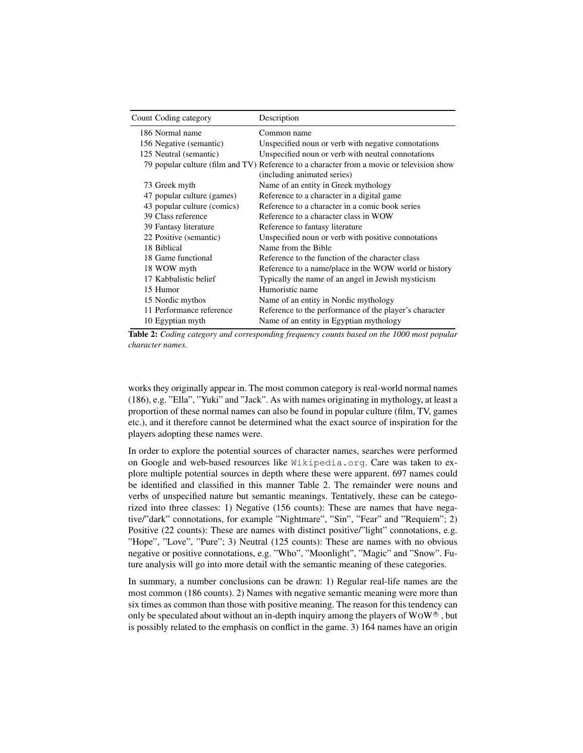| Count | Coding category | Description |
|---|---|---|
| 186 | Normal name | Common name |
| 156 | Negative (semantic) | Unspecified noun or verb with negative connotations |
| 125 | Neutral (semantic) | Unspecified noun or verb with neutral connotations |
| 79 | popular culture (film and TV) | Reference to a character from a movie or television show (including animated series) |
| 73 | Greek myth | Name of an entity in Greek mythology |
| 47 | popular culture (games) | Reference to a character in a digital game |
| 43 | popular culture (comics) | Reference to a character in a comic book series |
| 39 | Class reference | Reference to a character class in WOW |
| 39 | Fantasy literature | Reference to fantasy literature |
| 22 | Positive (semantic) | Unspecified noun or verb with positive connotations |
| 18 | Biblical | Name from the Bible |
| 18 | Game functional | Reference to the function of the character class |
| 18 | WOW myth | Reference to a name/place in the WOW world or history |
| 17 | Kabbalistic belief | Typically the name of an angel in Jewish mysticism |
| 15 | Humor | Humoristic name |
| 15 | Nordic mythos | Name of an entity in Nordic mythology |
| 11 | Performance reference | Reference to the performance of the player's character |
| 10 | Egyptian myth | Name of an entity in Egyptian mythology |

**Table 2:** *Coding category and corresponding frequency counts based on the 1000 most popular character names.*

works they originally appear in. The most common category is real-world normal names (186), e.g. "Ella", "Yuki" and "Jack". As with names originating in mythology, at least a proportion of these normal names can also be found in popular culture (film, TV, games etc.), and it therefore cannot be determined what the exact source of inspiration for the players adopting these names were.

In order to explore the potential sources of character names, searches were performed on Google and web-based resources like `Wikipedia.org`. Care was taken to explore multiple potential sources in depth where these were apparent. 697 names could be identified and classified in this manner Table 2. The remainder were nouns and verbs of unspecified nature but semantic meanings. Tentatively, these can be categorized into three classes: 1) Negative (156 counts): These are names that have negative/"dark" connotations, for example "Nightmare", "Sin", "Fear" and "Requiem"; 2) Positive (22 counts): These are names with distinct positive/"light" connotations, e.g. "Hope", "Love", "Pure"; 3) Neutral (125 counts): These are names with no obvious negative or positive connotations, e.g. "Who", "Moonlight", "Magic" and "Snow". Future analysis will go into more detail with the semantic meaning of these categories.

In summary, a number conclusions can be drawn: 1) Regular real-life names are the most common (186 counts). 2) Names with negative semantic meaning were more than six times as common than those with positive meaning. The reason for this tendency can only be speculated about without an in-depth inquiry among the players of WOW®, but is possibly related to the emphasis on conflict in the game. 3) 164 names have an origin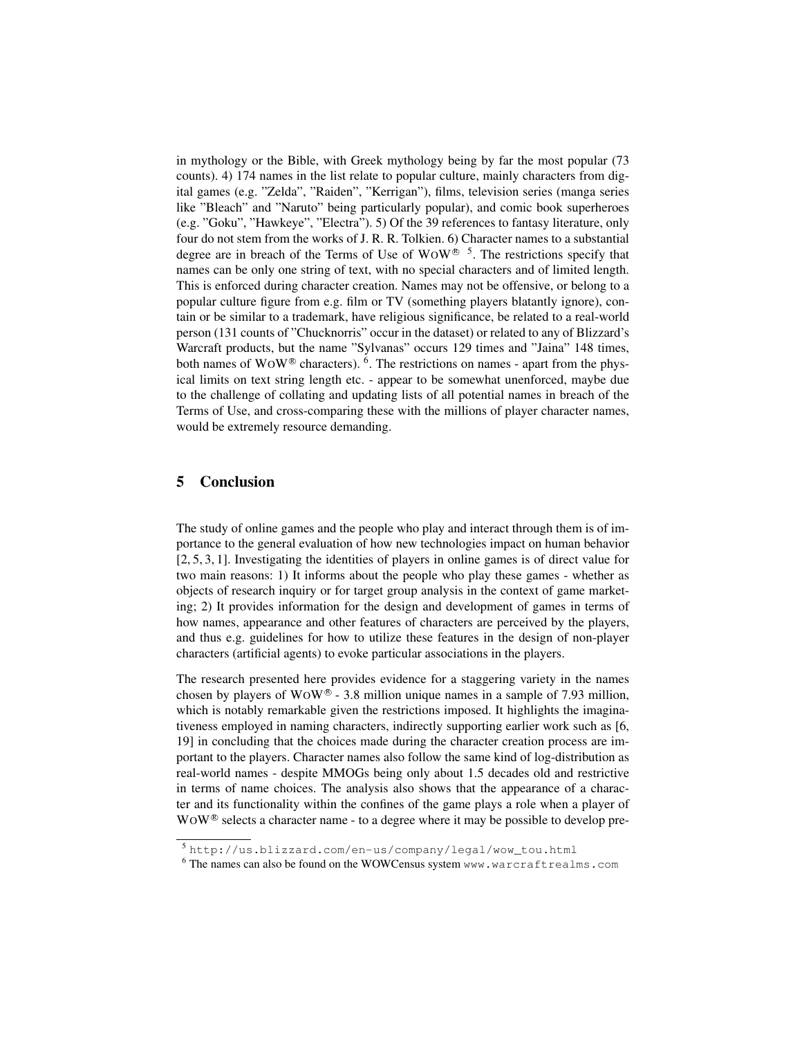in mythology or the Bible, with Greek mythology being by far the most popular (73 counts). 4) 174 names in the list relate to popular culture, mainly characters from digital games (e.g. "Zelda", "Raiden", "Kerrigan"), films, television series (manga series like "Bleach" and "Naruto" being particularly popular), and comic book superheroes (e.g. "Goku", "Hawkeye", "Electra"). 5) Of the 39 references to fantasy literature, only four do not stem from the works of J. R. R. Tolkien. 6) Character names to a substantial degree are in breach of the Terms of Use of WOW® [5]. The restrictions specify that names can be only one string of text, with no special characters and of limited length. This is enforced during character creation. Names may not be offensive, or belong to a popular culture figure from e.g. film or TV (something players blatantly ignore), contain or be similar to a trademark, have religious significance, be related to a real-world person (131 counts of "Chucknorris" occur in the dataset) or related to any of Blizzard's Warcraft products, but the name "Sylvanas" occurs 129 times and "Jaina" 148 times, both names of WOW® characters). [6]. The restrictions on names - apart from the physical limits on text string length etc. - appear to be somewhat unenforced, maybe due to the challenge of collating and updating lists of all potential names in breach of the Terms of Use, and cross-comparing these with the millions of player character names, would be extremely resource demanding.

## 5 Conclusion

The study of online games and the people who play and interact through them is of importance to the general evaluation of how new technologies impact on human behavior [2, 5, 3, 1]. Investigating the identities of players in online games is of direct value for two main reasons: 1) It informs about the people who play these games - whether as objects of research inquiry or for target group analysis in the context of game marketing; 2) It provides information for the design and development of games in terms of how names, appearance and other features of characters are perceived by the players, and thus e.g. guidelines for how to utilize these features in the design of non-player characters (artificial agents) to evoke particular associations in the players.

The research presented here provides evidence for a staggering variety in the names chosen by players of WOW® - 3.8 million unique names in a sample of 7.93 million, which is notably remarkable given the restrictions imposed. It highlights the imaginativeness employed in naming characters, indirectly supporting earlier work such as [6, 19] in concluding that the choices made during the character creation process are important to the players. Character names also follow the same kind of log-distribution as real-world names - despite MMOGs being only about 1.5 decades old and restrictive in terms of name choices. The analysis also shows that the appearance of a character and its functionality within the confines of the game plays a role when a player of WOW® selects a character name - to a degree where it may be possible to develop pre-

[5] http://us.blizzard.com/en-us/company/legal/wow_tou.html

[6] The names can also be found on the WOWCensus system www.warcraftrealms.com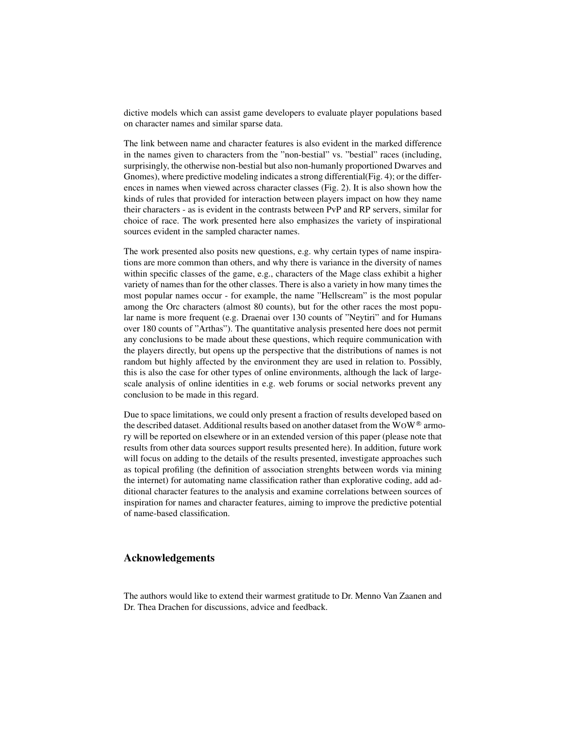dictive models which can assist game developers to evaluate player populations based on character names and similar sparse data.

The link between name and character features is also evident in the marked difference in the names given to characters from the "non-bestial" vs. "bestial" races (including, surprisingly, the otherwise non-bestial but also non-humanly proportioned Dwarves and Gnomes), where predictive modeling indicates a strong differential(Fig. 4); or the differences in names when viewed across character classes (Fig. 2). It is also shown how the kinds of rules that provided for interaction between players impact on how they name their characters - as is evident in the contrasts between PvP and RP servers, similar for choice of race. The work presented here also emphasizes the variety of inspirational sources evident in the sampled character names.

The work presented also posits new questions, e.g. why certain types of name inspirations are more common than others, and why there is variance in the diversity of names within specific classes of the game, e.g., characters of the Mage class exhibit a higher variety of names than for the other classes. There is also a variety in how many times the most popular names occur - for example, the name "Hellscream" is the most popular among the Orc characters (almost 80 counts), but for the other races the most popular name is more frequent (e.g. Draenai over 130 counts of "Neytiri" and for Humans over 180 counts of "Arthas"). The quantitative analysis presented here does not permit any conclusions to be made about these questions, which require communication with the players directly, but opens up the perspective that the distributions of names is not random but highly affected by the environment they are used in relation to. Possibly, this is also the case for other types of online environments, although the lack of large-scale analysis of online identities in e.g. web forums or social networks prevent any conclusion to be made in this regard.

Due to space limitations, we could only present a fraction of results developed based on the described dataset. Additional results based on another dataset from the WoW® armory will be reported on elsewhere or in an extended version of this paper (please note that results from other data sources support results presented here). In addition, future work will focus on adding to the details of the results presented, investigate approaches such as topical profiling (the definition of association strenghts between words via mining the internet) for automating name classification rather than explorative coding, add additional character features to the analysis and examine correlations between sources of inspiration for names and character features, aiming to improve the predictive potential of name-based classification.

## Acknowledgements

The authors would like to extend their warmest gratitude to Dr. Menno Van Zaanen and Dr. Thea Drachen for discussions, advice and feedback.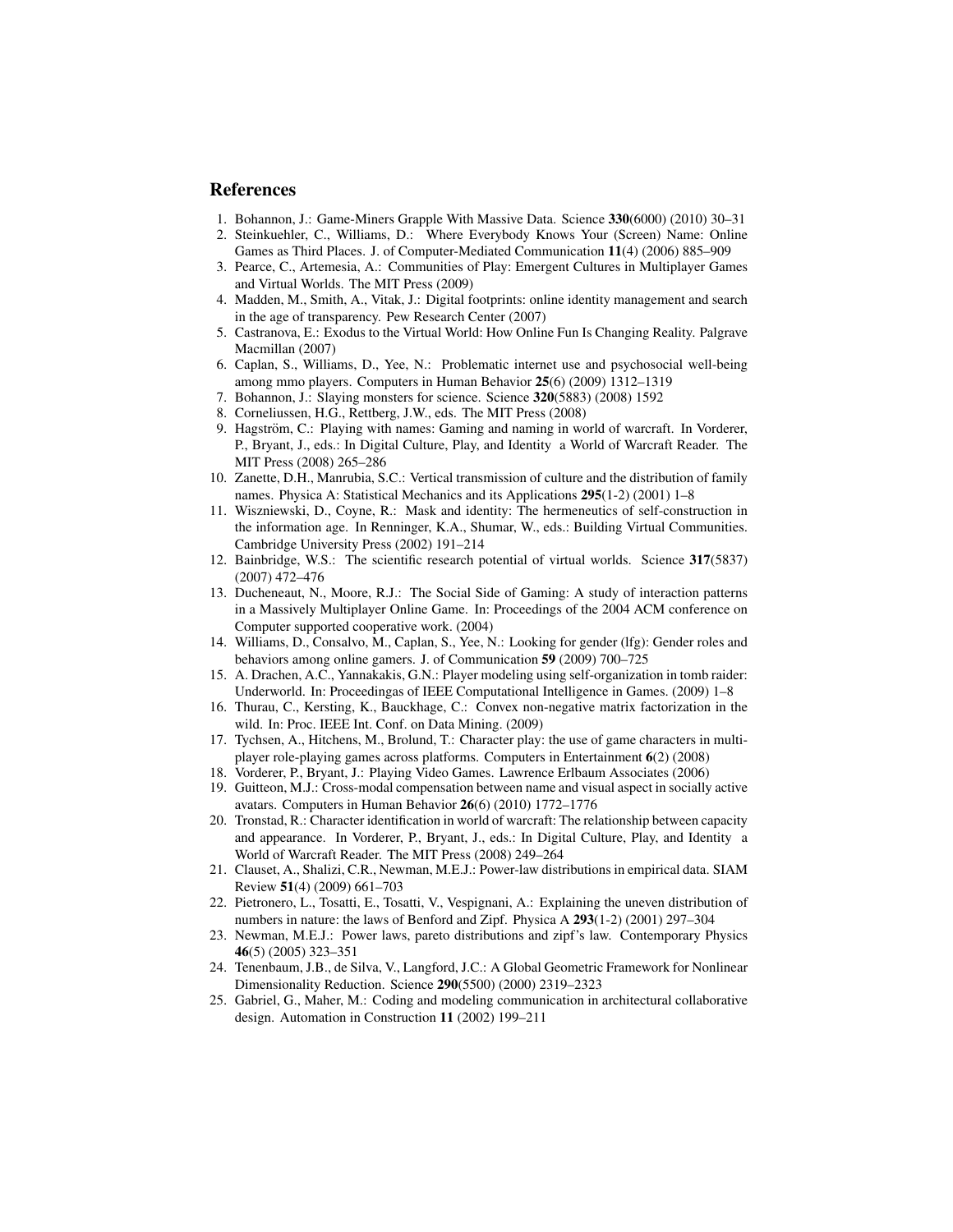## References

1. Bohannon, J.: Game-Miners Grapple With Massive Data. Science **330**(6000) (2010) 30–31
2. Steinkuehler, C., Williams, D.: Where Everybody Knows Your (Screen) Name: Online Games as Third Places. J. of Computer-Mediated Communication **11**(4) (2006) 885–909
3. Pearce, C., Artemesia, A.: Communities of Play: Emergent Cultures in Multiplayer Games and Virtual Worlds. The MIT Press (2009)
4. Madden, M., Smith, A., Vitak, J.: Digital footprints: online identity management and search in the age of transparency. Pew Research Center (2007)
5. Castranova, E.: Exodus to the Virtual World: How Online Fun Is Changing Reality. Palgrave Macmillan (2007)
6. Caplan, S., Williams, D., Yee, N.: Problematic internet use and psychosocial well-being among mmo players. Computers in Human Behavior **25**(6) (2009) 1312–1319
7. Bohannon, J.: Slaying monsters for science. Science **320**(5883) (2008) 1592
8. Corneliussen, H.G., Rettberg, J.W., eds. The MIT Press (2008)
9. Hagström, C.: Playing with names: Gaming and naming in world of warcraft. In Vorderer, P., Bryant, J., eds.: In Digital Culture, Play, and Identity a World of Warcraft Reader. The MIT Press (2008) 265–286
10. Zanette, D.H., Manrubia, S.C.: Vertical transmission of culture and the distribution of family names. Physica A: Statistical Mechanics and its Applications **295**(1-2) (2001) 1–8
11. Wiszniewski, D., Coyne, R.: Mask and identity: The hermeneutics of self-construction in the information age. In Renninger, K.A., Shumar, W., eds.: Building Virtual Communities. Cambridge University Press (2002) 191–214
12. Bainbridge, W.S.: The scientific research potential of virtual worlds. Science **317**(5837) (2007) 472–476
13. Ducheneaut, N., Moore, R.J.: The Social Side of Gaming: A study of interaction patterns in a Massively Multiplayer Online Game. In: Proceedings of the 2004 ACM conference on Computer supported cooperative work. (2004)
14. Williams, D., Consalvo, M., Caplan, S., Yee, N.: Looking for gender (lfg): Gender roles and behaviors among online gamers. J. of Communication **59** (2009) 700–725
15. A. Drachen, A.C., Yannakakis, G.N.: Player modeling using self-organization in tomb raider: Underworld. In: Proceedingas of IEEE Computational Intelligence in Games. (2009) 1–8
16. Thurau, C., Kersting, K., Bauckhage, C.: Convex non-negative matrix factorization in the wild. In: Proc. IEEE Int. Conf. on Data Mining. (2009)
17. Tychsen, A., Hitchens, M., Brolund, T.: Character play: the use of game characters in multiplayer role-playing games across platforms. Computers in Entertainment **6**(2) (2008)
18. Vorderer, P., Bryant, J.: Playing Video Games. Lawrence Erlbaum Associates (2006)
19. Guitteon, M.J.: Cross-modal compensation between name and visual aspect in socially active avatars. Computers in Human Behavior **26**(6) (2010) 1772–1776
20. Tronstad, R.: Character identification in world of warcraft: The relationship between capacity and appearance. In Vorderer, P., Bryant, J., eds.: In Digital Culture, Play, and Identity a World of Warcraft Reader. The MIT Press (2008) 249–264
21. Clauset, A., Shalizi, C.R., Newman, M.E.J.: Power-law distributions in empirical data. SIAM Review **51**(4) (2009) 661–703
22. Pietronero, L., Tosatti, E., Tosatti, V., Vespignani, A.: Explaining the uneven distribution of numbers in nature: the laws of Benford and Zipf. Physica A **293**(1-2) (2001) 297–304
23. Newman, M.E.J.: Power laws, pareto distributions and zipf's law. Contemporary Physics **46**(5) (2005) 323–351
24. Tenenbaum, J.B., de Silva, V., Langford, J.C.: A Global Geometric Framework for Nonlinear Dimensionality Reduction. Science **290**(5500) (2000) 2319–2323
25. Gabriel, G., Maher, M.: Coding and modeling communication in architectural collaborative design. Automation in Construction **11** (2002) 199–211